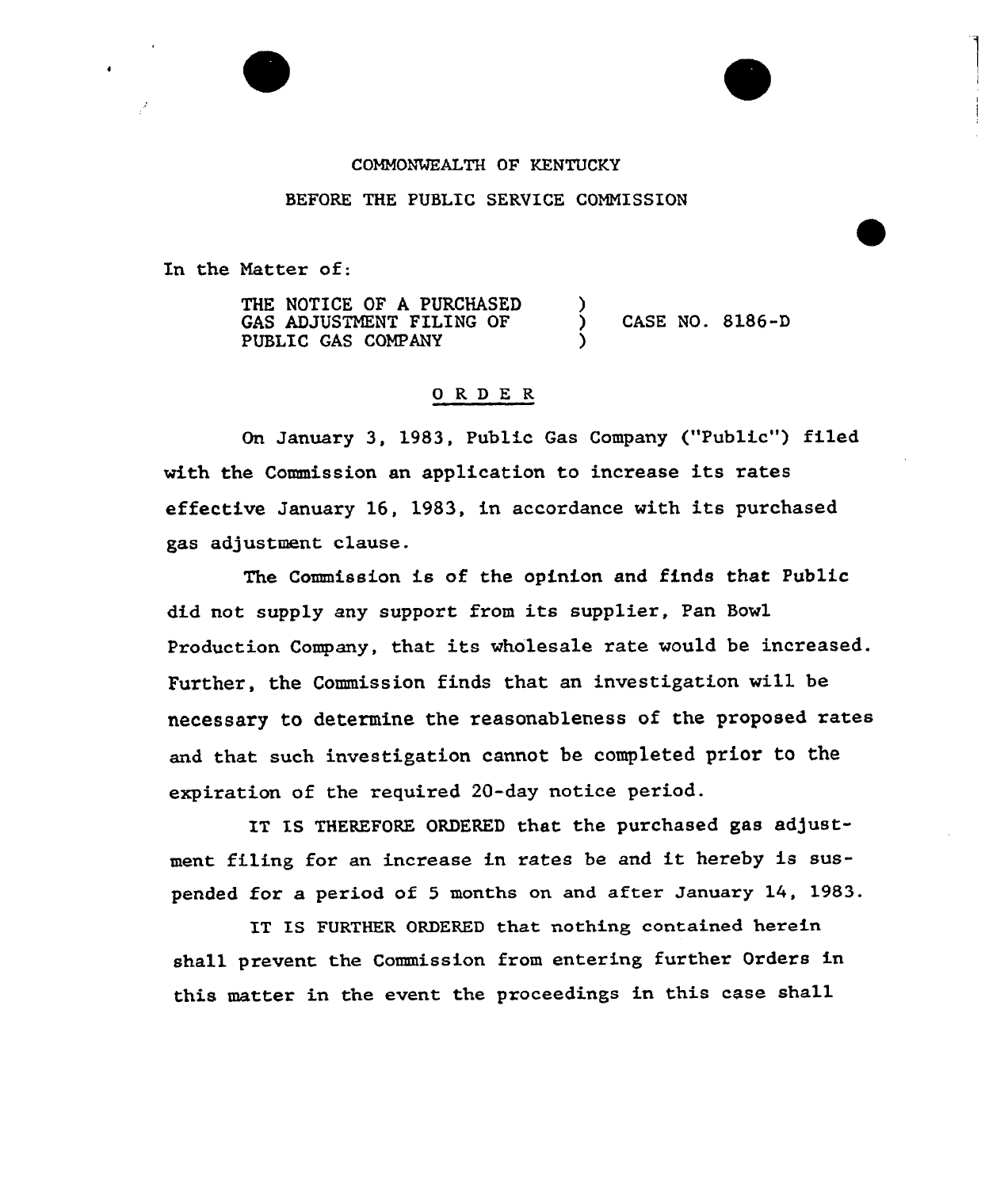COMMONWEALTH OF KENTUCKY

BEFORE THE PUBLIC SERVICE COMMISSION

In the Matter of:

THE NOTICE OF A PURCHASED GAS ADJUSTMENT FILING OF PUBLIC GAS COMPANY ) CASE NO. 8186-D

## ORDER

On January 3, 1983, Public Gas Company ("Public") filed with the Commission an application to increase its rates effective January 16, 1983, in accordance with its purchased gas adjustment clause.

The Commission is of the opinion and finds that Public did not supply any support from its supplier, Pan Bowl Production Company, that its wholesale rate would be increased. Further, the Commission finds that an investigation will be necessary to determine the reasonableness of the proposed rates and that such investigation cannot be completed prior to the expiration of the required 20-day notice period.

IT IS THEREFORE ORDERED that the purchased gas adjustment filing for an increase in rates be and it hereby is suspended for a period of 5 months on and after January 14, 1983.

IT IS FURTHER ORDERED that nothing contained herein shall prevent the Commission from entering further Orders in this matter in the event the proceedings in this case shall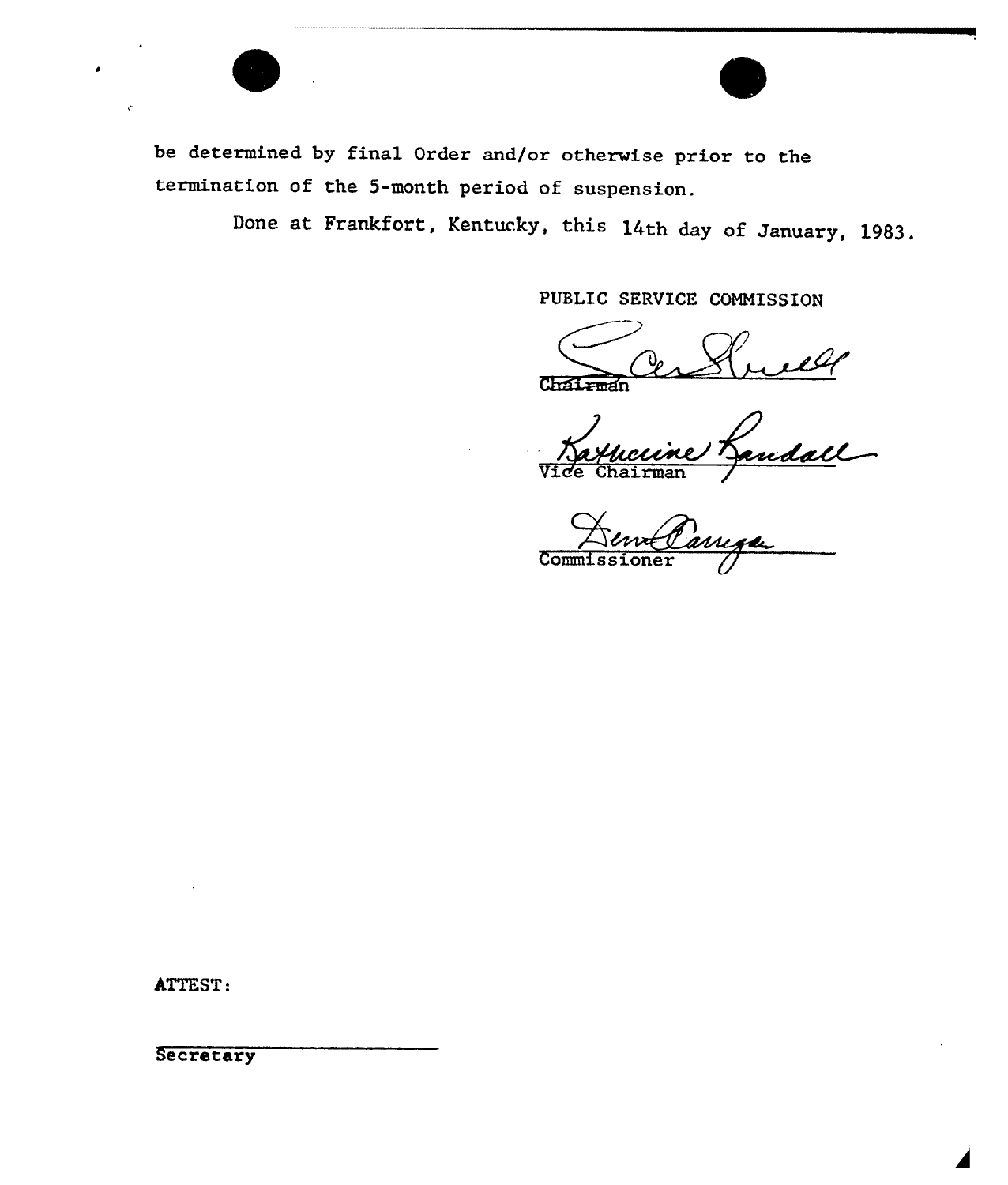be determined by final Order and/or otherwise prior to the termination of the 5-month period of suspension.

Done at Frankfort, Kentucky, this 14th day of January, 1983.

PUBLIC SERVICE COMMISSION

Chairman

Vice Chairman

Commissioner

ATTEST:

Secretary